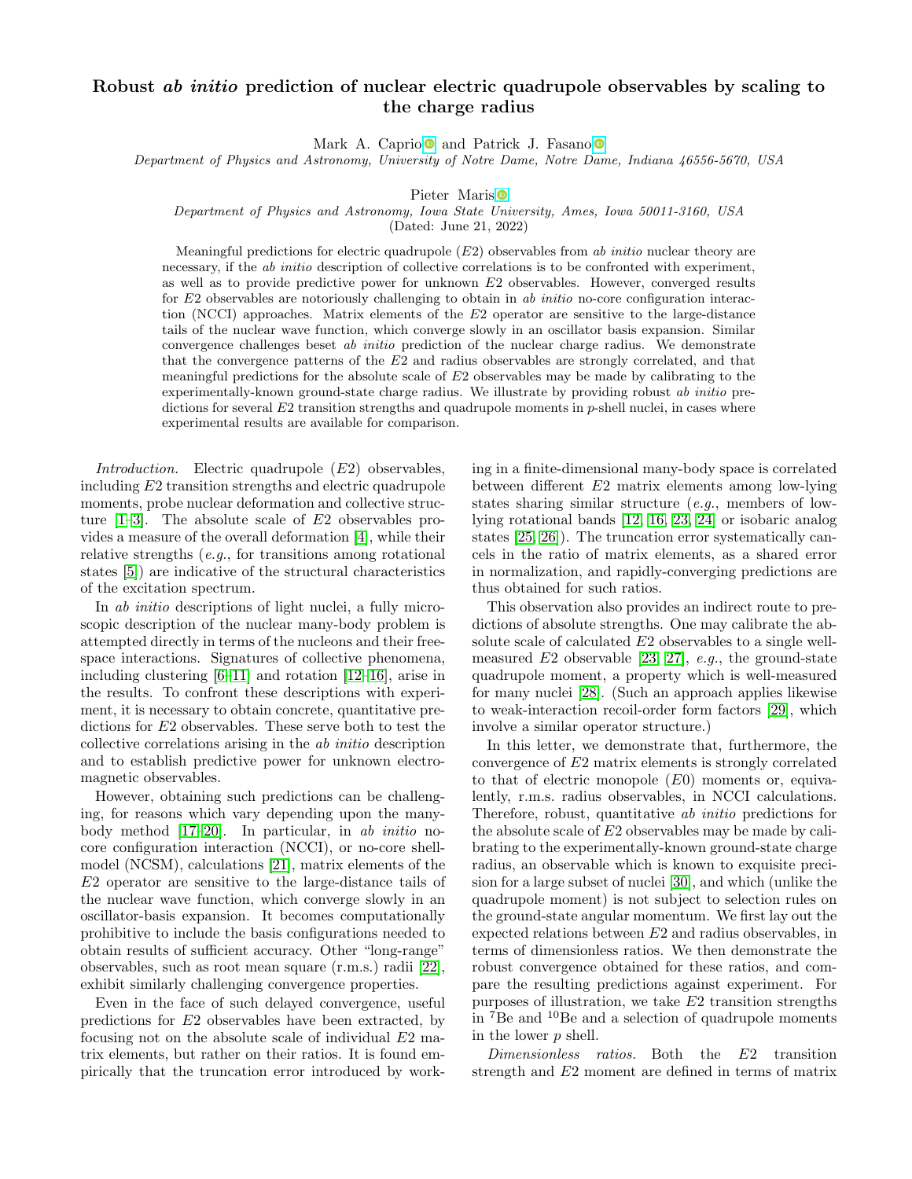# Robust *ab initio* prediction of nuclear electric quadrupole observables by scaling to the charge radius

Mark A. Caprio and Patrick J. Fasano

*Department of Physics and Astronomy, University of Notre Dame, Notre Dame, Indiana 46556-5670, USA*

Pieter Maris

*Department of Physics and Astronomy, Iowa State University, Ames, Iowa 50011-3160, USA*

(Dated: June 21, 2022)

Meaningful predictions for electric quadrupole ($E2$) observables from *ab initio* nuclear theory are necessary, if the *ab initio* description of collective correlations is to be confronted with experiment, as well as to provide predictive power for unknown $E2$ observables. However, converged results for $E2$ observables are notoriously challenging to obtain in *ab initio* no-core configuration interaction (NCCI) approaches. Matrix elements of the $E2$ operator are sensitive to the large-distance tails of the nuclear wave function, which converge slowly in an oscillator basis expansion. Similar convergence challenges beset *ab initio* prediction of the nuclear charge radius. We demonstrate that the convergence patterns of the $E2$ and radius observables are strongly correlated, and that meaningful predictions for the absolute scale of $E2$ observables may be made by calibrating to the experimentally-known ground-state charge radius. We illustrate by providing robust *ab initio* predictions for several $E2$ transition strengths and quadrupole moments in $p$-shell nuclei, in cases where experimental results are available for comparison.

*Introduction.* Electric quadrupole ($E2$) observables, including $E2$ transition strengths and electric quadrupole moments, probe nuclear deformation and collective structure [1–3]. The absolute scale of $E2$ observables provides a measure of the overall deformation [4], while their relative strengths (*e.g.*, for transitions among rotational states [5]) are indicative of the structural characteristics of the excitation spectrum.

In *ab initio* descriptions of light nuclei, a fully microscopic description of the nuclear many-body problem is attempted directly in terms of the nucleons and their free-space interactions. Signatures of collective phenomena, including clustering [6–11] and rotation [12–16], arise in the results. To confront these descriptions with experiment, it is necessary to obtain concrete, quantitative predictions for $E2$ observables. These serve both to test the collective correlations arising in the *ab initio* description and to establish predictive power for unknown electromagnetic observables.

However, obtaining such predictions can be challenging, for reasons which vary depending upon the many-body method [17–20]. In particular, in *ab initio* no-core configuration interaction (NCCI), or no-core shell-model (NCSM), calculations [21], matrix elements of the $E2$ operator are sensitive to the large-distance tails of the nuclear wave function, which converge slowly in an oscillator-basis expansion. It becomes computationally prohibitive to include the basis configurations needed to obtain results of sufficient accuracy. Other "long-range" observables, such as root mean square (r.m.s.) radii [22], exhibit similarly challenging convergence properties.

Even in the face of such delayed convergence, useful predictions for $E2$ observables have been extracted, by focusing not on the absolute scale of individual $E2$ matrix elements, but rather on their ratios. It is found empirically that the truncation error introduced by working in a finite-dimensional many-body space is correlated between different $E2$ matrix elements among low-lying states sharing similar structure (*e.g.*, members of low-lying rotational bands [12, 16, 23, 24] or isobaric analog states [25, 26]). The truncation error systematically cancels in the ratio of matrix elements, as a shared error in normalization, and rapidly-converging predictions are thus obtained for such ratios.

This observation also provides an indirect route to predictions of absolute strengths. One may calibrate the absolute scale of calculated $E2$ observables to a single well-measured $E2$ observable [23, 27], *e.g.*, the ground-state quadrupole moment, a property which is well-measured for many nuclei [28]. (Such an approach applies likewise to weak-interaction recoil-order form factors [29], which involve a similar operator structure.)

In this letter, we demonstrate that, furthermore, the convergence of $E2$ matrix elements is strongly correlated to that of electric monopole ($E0$) moments or, equivalently, r.m.s. radius observables, in NCCI calculations. Therefore, robust, quantitative *ab initio* predictions for the absolute scale of $E2$ observables may be made by calibrating to the experimentally-known ground-state charge radius, an observable which is known to exquisite precision for a large subset of nuclei [30], and which (unlike the quadrupole moment) is not subject to selection rules on the ground-state angular momentum. We first lay out the expected relations between $E2$ and radius observables, in terms of dimensionless ratios. We then demonstrate the robust convergence obtained for these ratios, and compare the resulting predictions against experiment. For purposes of illustration, we take $E2$ transition strengths in $^{7}$Be and $^{10}$Be and a selection of quadrupole moments in the lower $p$ shell.

*Dimensionless ratios.* Both the $E2$ transition strength and $E2$ moment are defined in terms of matrix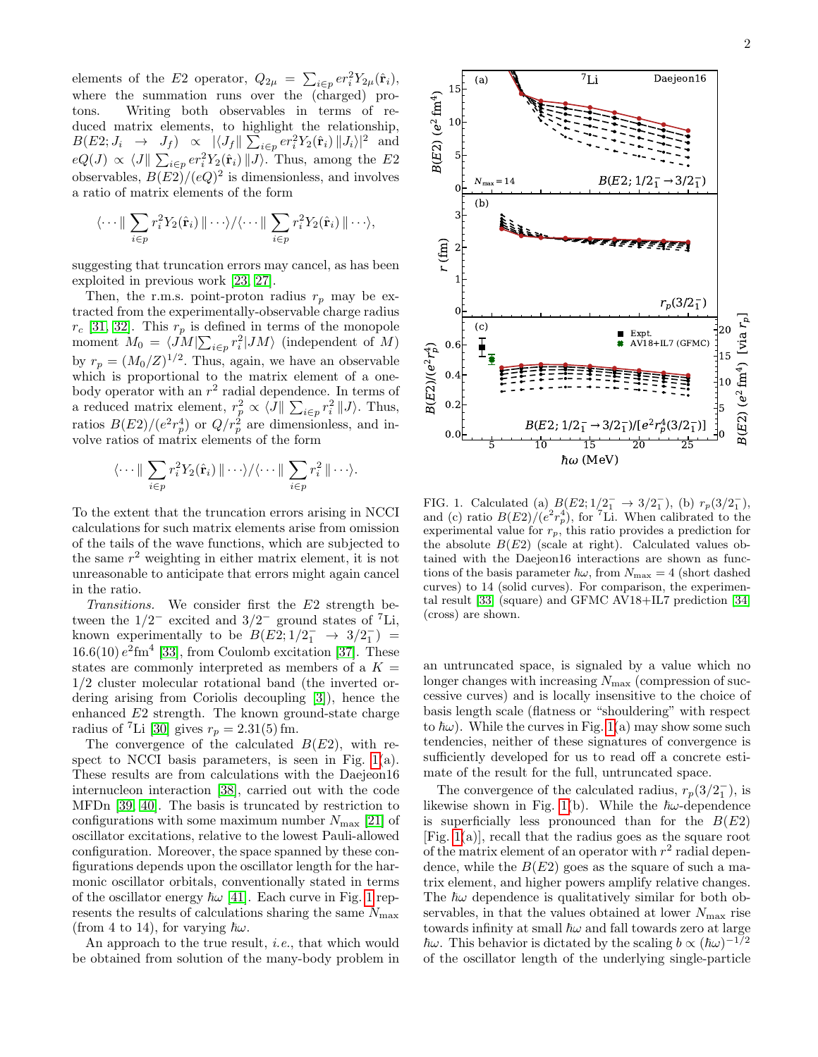elements of the $E2$ operator, $Q_{2\mu} = \sum_{i\in p} e r_i^2 Y_{2\mu}(\hat{\mathbf{r}}_i)$, where the summation runs over the (charged) protons. Writing both observables in terms of reduced matrix elements, to highlight the relationship, $B(E2; J_i \to J_f) \propto |\langle J_f \| \sum_{i\in p} e r_i^2 Y_2(\hat{\mathbf{r}}_i) \| J_i\rangle|^2$ and $eQ(J) \propto \langle J \| \sum_{i\in p} e r_i^2 Y_2(\hat{\mathbf{r}}_i) \| J\rangle$. Thus, among the $E2$ observables, $B(E2)/(eQ)^2$ is dimensionless, and involves a ratio of matrix elements of the form

$$\langle\cdots\| \sum_{i\in p} r_i^2 Y_2(\hat{\mathbf{r}}_i) \|\cdots\rangle / \langle\cdots\| \sum_{i\in p} r_i^2 Y_2(\hat{\mathbf{r}}_i) \|\cdots\rangle,$$

suggesting that truncation errors may cancel, as has been exploited in previous work [23, 27].

Then, the r.m.s. point-proton radius $r_p$ may be extracted from the experimentally-observable charge radius $r_c$ [31, 32]. This $r_p$ is defined in terms of the monopole moment $M_0 = \langle JM | \sum_{i\in p} r_i^2 | JM\rangle$ (independent of $M$) by $r_p = (M_0/Z)^{1/2}$. Thus, again, we have an observable which is proportional to the matrix element of a one-body operator with an $r^2$ radial dependence. In terms of a reduced matrix element, $r_p^2 \propto \langle J \| \sum_{i\in p} r_i^2 \| J\rangle$. Thus, ratios $B(E2)/(e^2 r_p^4)$ or $Q/r_p^2$ are dimensionless, and involve ratios of matrix elements of the form

$$\langle\cdots\| \sum_{i\in p} r_i^2 Y_2(\hat{\mathbf{r}}_i) \|\cdots\rangle / \langle\cdots\| \sum_{i\in p} r_i^2 \|\cdots\rangle.$$

To the extent that the truncation errors arising in NCCI calculations for such matrix elements arise from omission of the tails of the wave functions, which are subjected to the same $r^2$ weighting in either matrix element, it is not unreasonable to anticipate that errors might again cancel in the ratio.

*Transitions.* We consider first the $E2$ strength between the $1/2^-$ excited and $3/2^-$ ground states of $^7$Li, known experimentally to be $B(E2; 1/2^-_1 \to 3/2^-_1) = 16.6(10)\, e^2\mathrm{fm}^4$ [33], from Coulomb excitation [37]. These states are commonly interpreted as members of a $K = 1/2$ cluster molecular rotational band (the inverted ordering arising from Coriolis decoupling [3]), hence the enhanced $E2$ strength. The known ground-state charge radius of $^7$Li [30] gives $r_p = 2.31(5)$ fm.

The convergence of the calculated $B(E2)$, with respect to NCCI basis parameters, is seen in Fig. 1(a). These results are from calculations with the Daejeon16 internucleon interaction [38], carried out with the code MFDn [39, 40]. The basis is truncated by restriction to configurations with some maximum number $N_{\mathrm{max}}$ [21] of oscillator excitations, relative to the lowest Pauli-allowed configuration. Moreover, the space spanned by these configurations depends upon the oscillator length for the harmonic oscillator orbitals, conventionally stated in terms of the oscillator energy $\hbar\omega$ [41]. Each curve in Fig. 1 represents the results of calculations sharing the same $N_{\mathrm{max}}$ (from 4 to 14), for varying $\hbar\omega$.

An approach to the true result, *i.e.*, that which would be obtained from solution of the many-body problem in an untruncated space, is signaled by a value which no longer changes with increasing $N_{\mathrm{max}}$ (compression of successive curves) and is locally insensitive to the choice of basis length scale (flatness or "shouldering" with respect to $\hbar\omega$). While the curves in Fig. 1(a) may show some such tendencies, neither of these signatures of convergence is sufficiently developed for us to read off a concrete estimate of the result for the full, untruncated space.

The convergence of the calculated radius, $r_p(3/2^-_1)$, is likewise shown in Fig. 1(b). While the $\hbar\omega$-dependence is superficially less pronounced than for the $B(E2)$ [Fig. 1(a)], recall that the radius goes as the square root of the matrix element of an operator with $r^2$ radial dependence, while the $B(E2)$ goes as the square of such a matrix element, and higher powers amplify relative changes. The $\hbar\omega$ dependence is qualitatively similar for both observables, in that the values obtained at lower $N_{\mathrm{max}}$ rise towards infinity at small $\hbar\omega$ and fall towards zero at large $\hbar\omega$. This behavior is dictated by the scaling $b \propto (\hbar\omega)^{-1/2}$ of the oscillator length of the underlying single-particle

FIG. 1. Calculated (a) $B(E2; 1/2^-_1 \to 3/2^-_1)$, (b) $r_p(3/2^-_1)$, and (c) ratio $B(E2)/(e^2 r_p^4)$, for $^7$Li. When calibrated to the experimental value for $r_p$, this ratio provides a prediction for the absolute $B(E2)$ (scale at right). Calculated values obtained with the Daejeon16 interactions are shown as functions of the basis parameter $\hbar\omega$, from $N_{\mathrm{max}} = 4$ (short dashed curves) to 14 (solid curves). For comparison, the experimental result [33] (square) and GFMC AV18+IL7 prediction [34] (cross) are shown.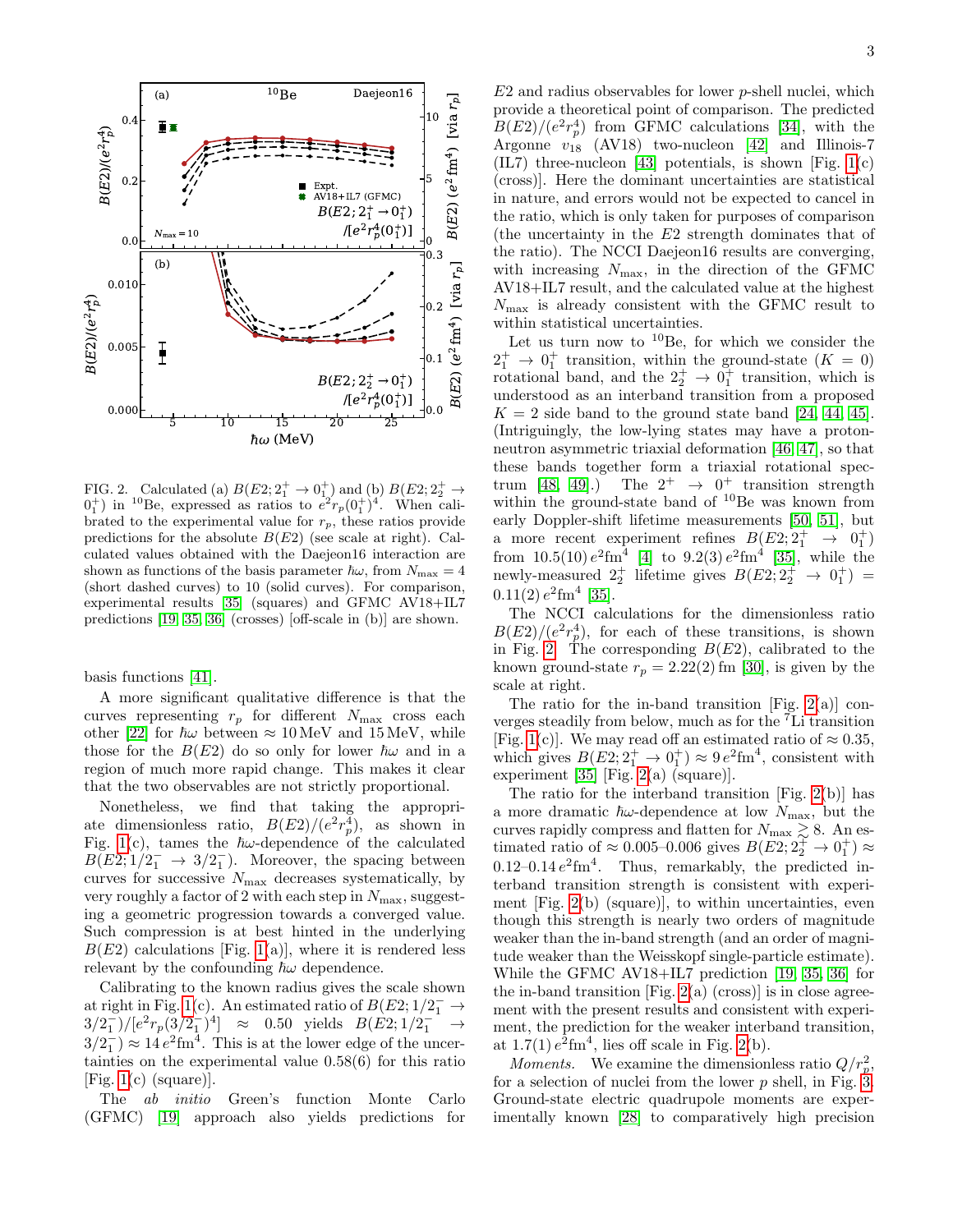FIG. 2. Calculated (a) $B(E2; 2_1^+ \to 0_1^+)$ and (b) $B(E2; 2_2^+ \to 0_1^+)$ in $^{10}$Be, expressed as ratios to $e^2 r_p(0_1^+)^4$. When calibrated to the experimental value for $r_p$, these ratios provide predictions for the absolute $B(E2)$ (see scale at right). Calculated values obtained with the Daejeon16 interaction are shown as functions of the basis parameter $\hbar\omega$, from $N_{\rm max} = 4$ (short dashed curves) to 10 (solid curves). For comparison, experimental results [35] (squares) and GFMC AV18+IL7 predictions [19, 35, 36] (crosses) [off-scale in (b)] are shown.

basis functions [41].

A more significant qualitative difference is that the curves representing $r_p$ for different $N_{\rm max}$ cross each other [22] for $\hbar\omega$ between $\approx 10$ MeV and 15 MeV, while those for the $B(E2)$ do so only for lower $\hbar\omega$ and in a region of much more rapid change. This makes it clear that the two observables are not strictly proportional.

Nonetheless, we find that taking the appropriate dimensionless ratio, $B(E2)/(e^2 r_p^4)$, as shown in Fig. 1(c), tames the $\hbar\omega$-dependence of the calculated $B(E2; 1/2_1^- \to 3/2_1^-)$. Moreover, the spacing between curves for successive $N_{\rm max}$ decreases systematically, by very roughly a factor of 2 with each step in $N_{\rm max}$, suggesting a geometric progression towards a converged value. Such compression is at best hinted in the underlying $B(E2)$ calculations [Fig. 1(a)], where it is rendered less relevant by the confounding $\hbar\omega$ dependence.

Calibrating to the known radius gives the scale shown at right in Fig. 1(c). An estimated ratio of $B(E2; 1/2_1^- \to 3/2_1^-)/[e^2 r_p(3/2_1^-)^4] \approx 0.50$ yields $B(E2; 1/2_1^- \to 3/2_1^-) \approx 14\, e^2\text{fm}^4$. This is at the lower edge of the uncertainties on the experimental value 0.58(6) for this ratio [Fig. 1(c) (square)].

The *ab initio* Green's function Monte Carlo (GFMC) [19] approach also yields predictions for $E2$ and radius observables for lower $p$-shell nuclei, which provide a theoretical point of comparison. The predicted $B(E2)/(e^2 r_p^4)$ from GFMC calculations [34], with the Argonne $v_{18}$ (AV18) two-nucleon [42] and Illinois-7 (IL7) three-nucleon [43] potentials, is shown [Fig. 1(c) (cross)]. Here the dominant uncertainties are statistical in nature, and errors would not be expected to cancel in the ratio, which is only taken for purposes of comparison (the uncertainty in the $E2$ strength dominates that of the ratio). The NCCI Daejeon16 results are converging, with increasing $N_{\rm max}$, in the direction of the GFMC AV18+IL7 result, and the calculated value at the highest $N_{\rm max}$ is already consistent with the GFMC result to within statistical uncertainties.

Let us turn now to $^{10}$Be, for which we consider the $2_1^+ \to 0_1^+$ transition, within the ground-state ($K = 0$) rotational band, and the $2_2^+ \to 0_1^+$ transition, which is understood as an interband transition from a proposed $K = 2$ side band to the ground state band [24, 44, 45]. (Intriguingly, the low-lying states may have a proton-neutron asymmetric triaxial deformation [46, 47], so that these bands together form a triaxial rotational spectrum [48, 49].) The $2^+ \to 0^+$ transition strength within the ground-state band of $^{10}$Be was known from early Doppler-shift lifetime measurements [50, 51], but a more recent experiment refines $B(E2; 2_1^+ \to 0_1^+)$ from $10.5(10)\, e^2\text{fm}^4$ [4] to $9.2(3)\, e^2\text{fm}^4$ [35], while the newly-measured $2_2^+$ lifetime gives $B(E2; 2_2^+ \to 0_1^+) = 0.11(2)\, e^2\text{fm}^4$ [35].

The NCCI calculations for the dimensionless ratio $B(E2)/(e^2 r_p^4)$, for each of these transitions, is shown in Fig. 2. The corresponding $B(E2)$, calibrated to the known ground-state $r_p = 2.22(2)$ fm [30], is given by the scale at right.

The ratio for the in-band transition [Fig. 2(a)] converges steadily from below, much as for the $^7$Li transition [Fig. 1(c)]. We may read off an estimated ratio of $\approx 0.35$, which gives $B(E2; 2_1^+ \to 0_1^+) \approx 9\, e^2\text{fm}^4$, consistent with experiment [35] [Fig. 2(a) (square)].

The ratio for the interband transition [Fig. 2(b)] has a more dramatic $\hbar\omega$-dependence at low $N_{\rm max}$, but the curves rapidly compress and flatten for $N_{\rm max} \gtrsim 8$. An estimated ratio of $\approx 0.005$–$0.006$ gives $B(E2; 2_2^+ \to 0_1^+) \approx 0.12$–$0.14\, e^2\text{fm}^4$. Thus, remarkably, the predicted interband transition strength is consistent with experiment [Fig. 2(b) (square)], to within uncertainties, even though this strength is nearly two orders of magnitude weaker than the in-band strength (and an order of magnitude weaker than the Weisskopf single-particle estimate). While the GFMC AV18+IL7 prediction [19, 35, 36] for the in-band transition [Fig. 2(a) (cross)] is in close agreement with the present results and consistent with experiment, the prediction for the weaker interband transition, at $1.7(1)\, e^2\text{fm}^4$, lies off scale in Fig. 2(b).

*Moments.* We examine the dimensionless ratio $Q/r_p^2$, for a selection of nuclei from the lower $p$ shell, in Fig. 3. Ground-state electric quadrupole moments are experimentally known [28] to comparatively high precision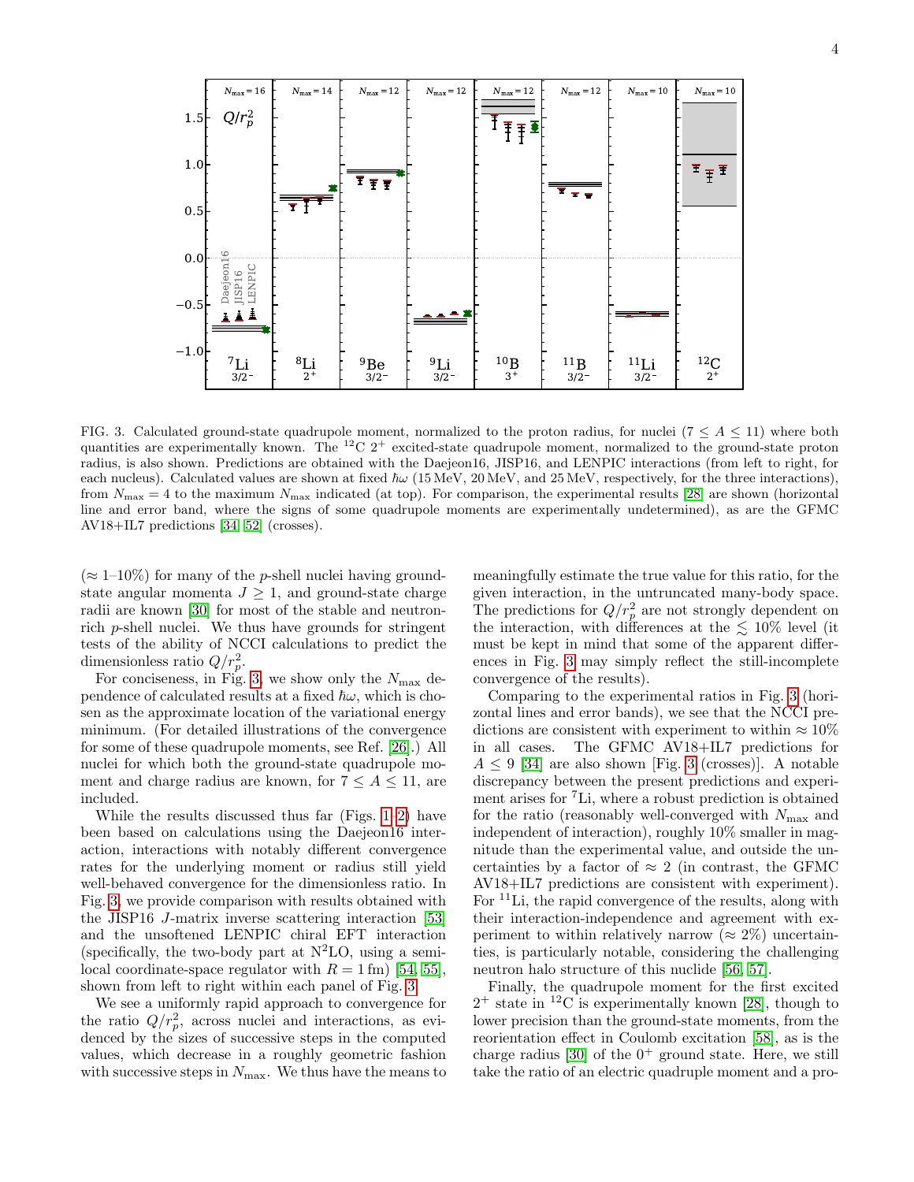FIG. 3. Calculated ground-state quadrupole moment, normalized to the proton radius, for nuclei ($7 \le A \le 11$) where both quantities are experimentally known. The $^{12}$C $2^+$ excited-state quadrupole moment, normalized to the ground-state proton radius, is also shown. Predictions are obtained with the Daejeon16, JISP16, and LENPIC interactions (from left to right, for each nucleus). Calculated values are shown at fixed $\hbar\omega$ (15 MeV, 20 MeV, and 25 MeV, respectively, for the three interactions), from $N_{\max} = 4$ to the maximum $N_{\max}$ indicated (at top). For comparison, the experimental results [28] are shown (horizontal line and error band, where the signs of some quadrupole moments are experimentally undetermined), as are the GFMC AV18+IL7 predictions [34, 52] (crosses).

($\approx$ 1–10%) for many of the $p$-shell nuclei having ground-state angular momenta $J \ge 1$, and ground-state charge radii are known [30] for most of the stable and neutron-rich $p$-shell nuclei. We thus have grounds for stringent tests of the ability of NCCI calculations to predict the dimensionless ratio $Q/r_p^2$.

For conciseness, in Fig. 3, we show only the $N_{\max}$ dependence of calculated results at a fixed $\hbar\omega$, which is chosen as the approximate location of the variational energy minimum. (For detailed illustrations of the convergence for some of these quadrupole moments, see Ref. [26].) All nuclei for which both the ground-state quadrupole moment and charge radius are known, for $7 \le A \le 11$, are included.

While the results discussed thus far (Figs. 1–2) have been based on calculations using the Daejeon16 interaction, interactions with notably different convergence rates for the underlying moment or radius still yield well-behaved convergence for the dimensionless ratio. In Fig. 3, we provide comparison with results obtained with the JISP16 $J$-matrix inverse scattering interaction [53] and the unsoftened LENPIC chiral EFT interaction (specifically, the two-body part at N$^2$LO, using a semi-local coordinate-space regulator with $R = 1\,\mathrm{fm}$) [54, 55], shown from left to right within each panel of Fig. 3.

We see a uniformly rapid approach to convergence for the ratio $Q/r_p^2$, across nuclei and interactions, as evidenced by the sizes of successive steps in the computed values, which decrease in a roughly geometric fashion with successive steps in $N_{\max}$. We thus have the means to meaningfully estimate the true value for this ratio, for the given interaction, in the untruncated many-body space. The predictions for $Q/r_p^2$ are not strongly dependent on the interaction, with differences at the $\lesssim 10\%$ level (it must be kept in mind that some of the apparent differences in Fig. 3 may simply reflect the still-incomplete convergence of the results).

Comparing to the experimental ratios in Fig. 3 (horizontal lines and error bands), we see that the NCCI predictions are consistent with experiment to within $\approx 10\%$ in all cases. The GFMC AV18+IL7 predictions for $A \le 9$ [34] are also shown [Fig. 3 (crosses)]. A notable discrepancy between the present predictions and experiment arises for $^7$Li, where a robust prediction is obtained for the ratio (reasonably well-converged with $N_{\max}$ and independent of interaction), roughly 10% smaller in magnitude than the experimental value, and outside the uncertainties by a factor of $\approx 2$ (in contrast, the GFMC AV18+IL7 predictions are consistent with experiment). For $^{11}$Li, the rapid convergence of the results, along with their interaction-independence and agreement with experiment to within relatively narrow ($\approx 2\%$) uncertainties, is particularly notable, considering the challenging neutron halo structure of this nuclide [56, 57].

Finally, the quadrupole moment for the first excited $2^+$ state in $^{12}$C is experimentally known [28], though to lower precision than the ground-state moments, from the reorientation effect in Coulomb excitation [58], as is the charge radius [30] of the $0^+$ ground state. Here, we still take the ratio of an electric quadruple moment and a pro-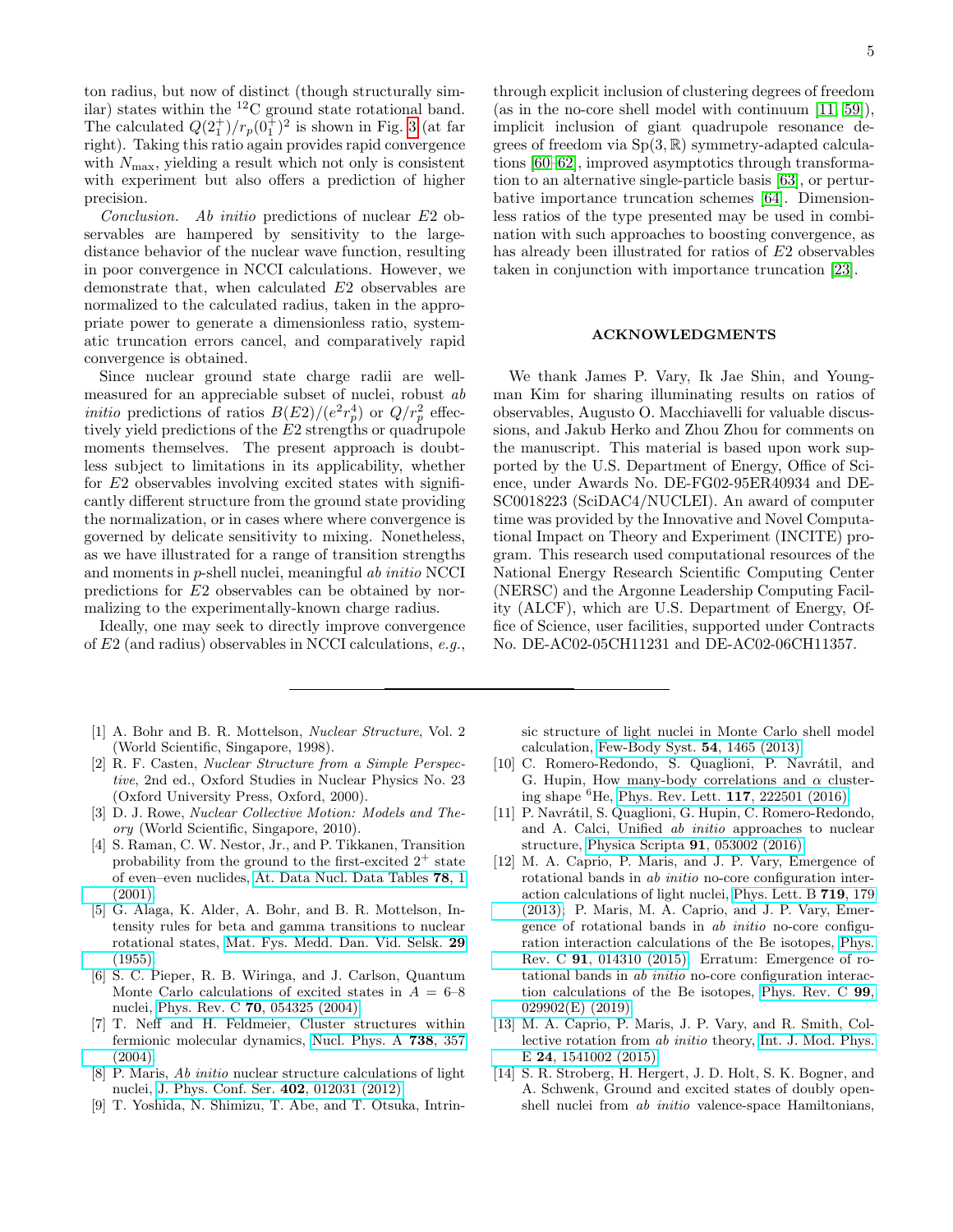ton radius, but now of distinct (though structurally similar) states within the $^{12}$C ground state rotational band. The calculated $Q(2_1^+)/r_p(0_1^+)^2$ is shown in Fig. 3 (at far right). Taking this ratio again provides rapid convergence with $N_{\max}$, yielding a result which not only is consistent with experiment but also offers a prediction of higher precision.

*Conclusion.* *Ab initio* predictions of nuclear $E2$ observables are hampered by sensitivity to the large-distance behavior of the nuclear wave function, resulting in poor convergence in NCCI calculations. However, we demonstrate that, when calculated $E2$ observables are normalized to the calculated radius, taken in the appropriate power to generate a dimensionless ratio, systematic truncation errors cancel, and comparatively rapid convergence is obtained.

Since nuclear ground state charge radii are well-measured for an appreciable subset of nuclei, robust *ab initio* predictions of ratios $B(E2)/(e^2 r_p^4)$ or $Q/r_p^2$ effectively yield predictions of the $E2$ strengths or quadrupole moments themselves. The present approach is doubtless subject to limitations in its applicability, whether for $E2$ observables involving excited states with significantly different structure from the ground state providing the normalization, or in cases where where convergence is governed by delicate sensitivity to mixing. Nonetheless, as we have illustrated for a range of transition strengths and moments in $p$-shell nuclei, meaningful *ab initio* NCCI predictions for $E2$ observables can be obtained by normalizing to the experimentally-known charge radius.

Ideally, one may seek to directly improve convergence of $E2$ (and radius) observables in NCCI calculations, *e.g.*, through explicit inclusion of clustering degrees of freedom (as in the no-core shell model with continuum [11, 59]), implicit inclusion of giant quadrupole resonance degrees of freedom via $\mathrm{Sp}(3,\mathbb{R})$ symmetry-adapted calculations [60–62], improved asymptotics through transformation to an alternative single-particle basis [63], or perturbative importance truncation schemes [64]. Dimensionless ratios of the type presented may be used in combination with such approaches to boosting convergence, as has already been illustrated for ratios of $E2$ observables taken in conjunction with importance truncation [23].

## ACKNOWLEDGMENTS

We thank James P. Vary, Ik Jae Shin, and Youngman Kim for sharing illuminating results on ratios of observables, Augusto O. Macchiavelli for valuable discussions, and Jakub Herko and Zhou Zhou for comments on the manuscript. This material is based upon work supported by the U.S. Department of Energy, Office of Science, under Awards No. DE-FG02-95ER40934 and DE-SC0018223 (SciDAC4/NUCLEI). An award of computer time was provided by the Innovative and Novel Computational Impact on Theory and Experiment (INCITE) program. This research used computational resources of the National Energy Research Scientific Computing Center (NERSC) and the Argonne Leadership Computing Facility (ALCF), which are U.S. Department of Energy, Office of Science, user facilities, supported under Contracts No. DE-AC02-05CH11231 and DE-AC02-06CH11357.

---

[1] A. Bohr and B. R. Mottelson, *Nuclear Structure*, Vol. 2 (World Scientific, Singapore, 1998).

[2] R. F. Casten, *Nuclear Structure from a Simple Perspective*, 2nd ed., Oxford Studies in Nuclear Physics No. 23 (Oxford University Press, Oxford, 2000).

[3] D. J. Rowe, *Nuclear Collective Motion: Models and Theory* (World Scientific, Singapore, 2010).

[4] S. Raman, C. W. Nestor, Jr., and P. Tikkanen, Transition probability from the ground to the first-excited $2^+$ state of even–even nuclides, At. Data Nucl. Data Tables **78**, 1 (2001).

[5] G. Alaga, K. Alder, A. Bohr, and B. R. Mottelson, Intensity rules for beta and gamma transitions to nuclear rotational states, Mat. Fys. Medd. Dan. Vid. Selsk. **29** (1955).

[6] S. C. Pieper, R. B. Wiringa, and J. Carlson, Quantum Monte Carlo calculations of excited states in $A = 6$–8 nuclei, Phys. Rev. C **70**, 054325 (2004).

[7] T. Neff and H. Feldmeier, Cluster structures within fermionic molecular dynamics, Nucl. Phys. A **738**, 357 (2004).

[8] P. Maris, *Ab initio* nuclear structure calculations of light nuclei, J. Phys. Conf. Ser. **402**, 012031 (2012).

[9] T. Yoshida, N. Shimizu, T. Abe, and T. Otsuka, Intrinsic structure of light nuclei in Monte Carlo shell model calculation, Few-Body Syst. **54**, 1465 (2013).

[10] C. Romero-Redondo, S. Quaglioni, P. Navrátil, and G. Hupin, How many-body correlations and $\alpha$ clustering shape $^6$He, Phys. Rev. Lett. **117**, 222501 (2016).

[11] P. Navrátil, S. Quaglioni, G. Hupin, C. Romero-Redondo, and A. Calci, Unified *ab initio* approaches to nuclear structure, Physica Scripta **91**, 053002 (2016).

[12] M. A. Caprio, P. Maris, and J. P. Vary, Emergence of rotational bands in *ab initio* no-core configuration interaction calculations of light nuclei, Phys. Lett. B **719**, 179 (2013); P. Maris, M. A. Caprio, and J. P. Vary, Emergence of rotational bands in *ab initio* no-core configuration interaction calculations of the Be isotopes, Phys. Rev. C **91**, 014310 (2015); Erratum: Emergence of rotational bands in *ab initio* no-core configuration interaction calculations of the Be isotopes, Phys. Rev. C **99**, 029902(E) (2019).

[13] M. A. Caprio, P. Maris, J. P. Vary, and R. Smith, Collective rotation from *ab initio* theory, Int. J. Mod. Phys. E **24**, 1541002 (2015).

[14] S. R. Stroberg, H. Hergert, J. D. Holt, S. K. Bogner, and A. Schwenk, Ground and excited states of doubly open-shell nuclei from *ab initio* valence-space Hamiltonians,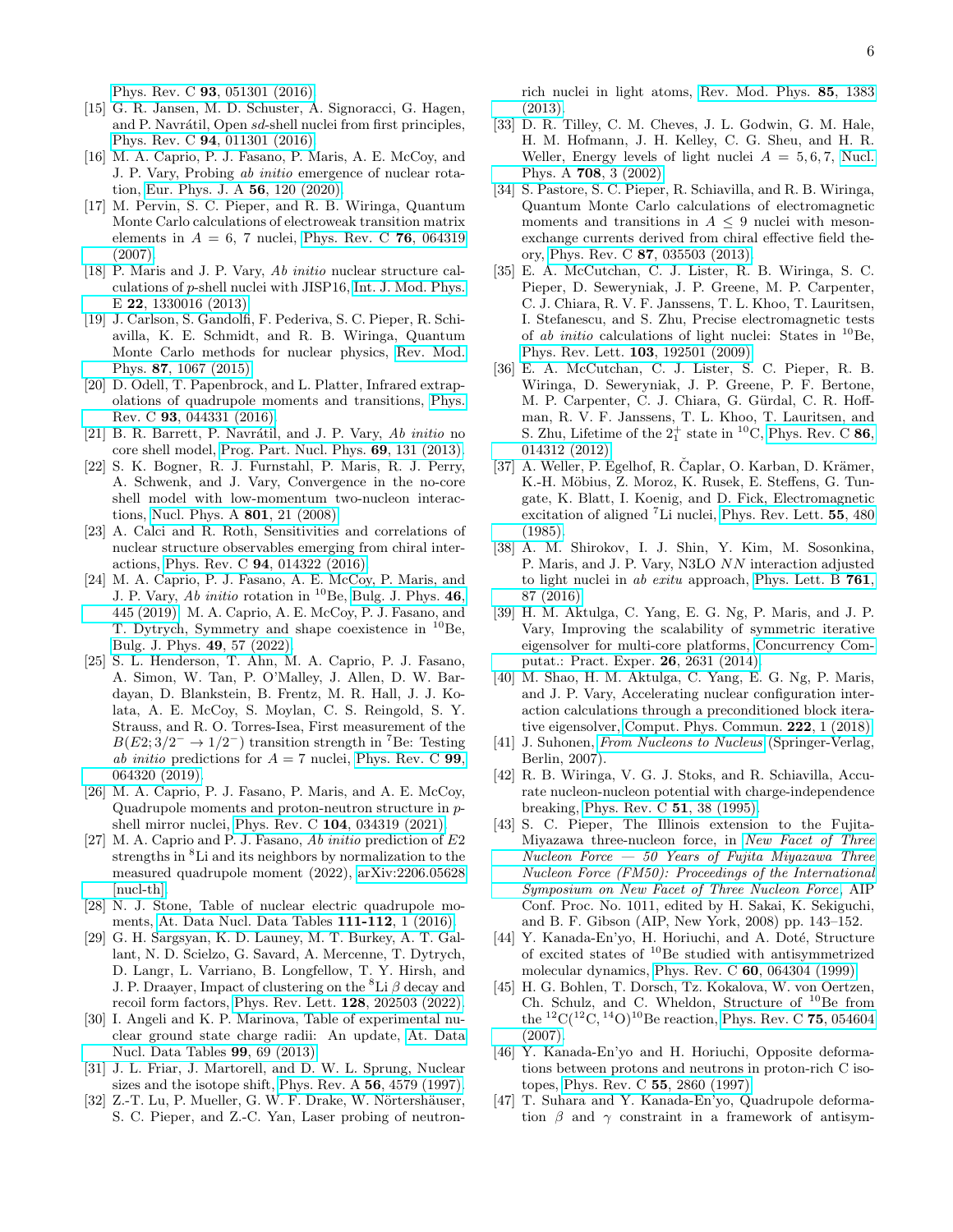Phys. Rev. C **93**, 051301 (2016).

[15] G. R. Jansen, M. D. Schuster, A. Signoracci, G. Hagen, and P. Navrátil, Open *sd*-shell nuclei from first principles, Phys. Rev. C **94**, 011301 (2016).

[16] M. A. Caprio, P. J. Fasano, P. Maris, A. E. McCoy, and J. P. Vary, Probing *ab initio* emergence of nuclear rotation, Eur. Phys. J. A **56**, 120 (2020).

[17] M. Pervin, S. C. Pieper, and R. B. Wiringa, Quantum Monte Carlo calculations of electroweak transition matrix elements in $A = 6$, 7 nuclei, Phys. Rev. C **76**, 064319 (2007).

[18] P. Maris and J. P. Vary, *Ab initio* nuclear structure calculations of *p*-shell nuclei with JISP16, Int. J. Mod. Phys. E **22**, 1330016 (2013).

[19] J. Carlson, S. Gandolfi, F. Pederiva, S. C. Pieper, R. Schiavilla, K. E. Schmidt, and R. B. Wiringa, Quantum Monte Carlo methods for nuclear physics, Rev. Mod. Phys. **87**, 1067 (2015).

[20] D. Odell, T. Papenbrock, and L. Platter, Infrared extrapolations of quadrupole moments and transitions, Phys. Rev. C **93**, 044331 (2016).

[21] B. R. Barrett, P. Navrátil, and J. P. Vary, *Ab initio* no core shell model, Prog. Part. Nucl. Phys. **69**, 131 (2013).

[22] S. K. Bogner, R. J. Furnstahl, P. Maris, R. J. Perry, A. Schwenk, and J. Vary, Convergence in the no-core shell model with low-momentum two-nucleon interactions, Nucl. Phys. A **801**, 21 (2008).

[23] A. Calci and R. Roth, Sensitivities and correlations of nuclear structure observables emerging from chiral interactions, Phys. Rev. C **94**, 014322 (2016).

[24] M. A. Caprio, P. J. Fasano, A. E. McCoy, P. Maris, and J. P. Vary, *Ab initio* rotation in $^{10}$Be, Bulg. J. Phys. **46**, 445 (2019); M. A. Caprio, A. E. McCoy, P. J. Fasano, and T. Dytrych, Symmetry and shape coexistence in $^{10}$Be, Bulg. J. Phys. **49**, 57 (2022).

[25] S. L. Henderson, T. Ahn, M. A. Caprio, P. J. Fasano, A. Simon, W. Tan, P. O'Malley, J. Allen, D. W. Bardayan, D. Blankstein, B. Frentz, M. R. Hall, J. J. Kolata, A. E. McCoy, S. Moylan, C. S. Reingold, S. Y. Strauss, and R. O. Torres-Isea, First measurement of the $B(E2; 3/2^- \rightarrow 1/2^-)$ transition strength in $^7$Be: Testing *ab initio* predictions for $A = 7$ nuclei, Phys. Rev. C **99**, 064320 (2019).

[26] M. A. Caprio, P. J. Fasano, P. Maris, and A. E. McCoy, Quadrupole moments and proton-neutron structure in *p*-shell mirror nuclei, Phys. Rev. C **104**, 034319 (2021).

[27] M. A. Caprio and P. J. Fasano, *Ab initio* prediction of $E2$ strengths in $^8$Li and its neighbors by normalization to the measured quadrupole moment (2022), arXiv:2206.05628 [nucl-th].

[28] N. J. Stone, Table of nuclear electric quadrupole moments, At. Data Nucl. Data Tables **111-112**, 1 (2016).

[29] G. H. Sargsyan, K. D. Launey, M. T. Burkey, A. T. Gallant, N. D. Scielzo, G. Savard, A. Mercenne, T. Dytrych, D. Langr, L. Varriano, B. Longfellow, T. Y. Hirsh, and J. P. Draayer, Impact of clustering on the $^8$Li $\beta$ decay and recoil form factors, Phys. Rev. Lett. **128**, 202503 (2022).

[30] I. Angeli and K. P. Marinova, Table of experimental nuclear ground state charge radii: An update, At. Data Nucl. Data Tables **99**, 69 (2013).

[31] J. L. Friar, J. Martorell, and D. W. L. Sprung, Nuclear sizes and the isotope shift, Phys. Rev. A **56**, 4579 (1997).

[32] Z.-T. Lu, P. Mueller, G. W. F. Drake, W. Nörtershäuser, S. C. Pieper, and Z.-C. Yan, Laser probing of neutron-rich nuclei in light atoms, Rev. Mod. Phys. **85**, 1383 (2013).

[33] D. R. Tilley, C. M. Cheves, J. L. Godwin, G. M. Hale, H. M. Hofmann, J. H. Kelley, C. G. Sheu, and H. R. Weller, Energy levels of light nuclei $A = 5, 6, 7$, Nucl. Phys. A **708**, 3 (2002).

[34] S. Pastore, S. C. Pieper, R. Schiavilla, and R. B. Wiringa, Quantum Monte Carlo calculations of electromagnetic moments and transitions in $A \leq 9$ nuclei with meson-exchange currents derived from chiral effective field theory, Phys. Rev. C **87**, 035503 (2013).

[35] E. A. McCutchan, C. J. Lister, R. B. Wiringa, S. C. Pieper, D. Seweryniak, J. P. Greene, M. P. Carpenter, C. J. Chiara, R. V. F. Janssens, T. L. Khoo, T. Lauritsen, I. Stefanescu, and S. Zhu, Precise electromagnetic tests of *ab initio* calculations of light nuclei: States in $^{10}$Be, Phys. Rev. Lett. **103**, 192501 (2009).

[36] E. A. McCutchan, C. J. Lister, S. C. Pieper, R. B. Wiringa, D. Seweryniak, J. P. Greene, P. F. Bertone, M. P. Carpenter, C. J. Chiara, G. Gürdal, C. R. Hoffman, R. V. F. Janssens, T. L. Khoo, T. Lauritsen, and S. Zhu, Lifetime of the $2_1^+$ state in $^{10}$C, Phys. Rev. C **86**, 014312 (2012).

[37] A. Weller, P. Egelhof, R. Čaplar, O. Karban, D. Krämer, K.-H. Möbius, Z. Moroz, K. Rusek, E. Steffens, G. Tungate, K. Blatt, I. Koenig, and D. Fick, Electromagnetic excitation of aligned $^7$Li nuclei, Phys. Rev. Lett. **55**, 480 (1985).

[38] A. M. Shirokov, I. J. Shin, Y. Kim, M. Sosonkina, P. Maris, and J. P. Vary, N3LO *NN* interaction adjusted to light nuclei in *ab exitu* approach, Phys. Lett. B **761**, 87 (2016).

[39] H. M. Aktulga, C. Yang, E. G. Ng, P. Maris, and J. P. Vary, Improving the scalability of symmetric iterative eigensolver for multi-core platforms, Concurrency Computat.: Pract. Exper. **26**, 2631 (2014).

[40] M. Shao, H. M. Aktulga, C. Yang, E. G. Ng, P. Maris, and J. P. Vary, Accelerating nuclear configuration interaction calculations through a preconditioned block iterative eigensolver, Comput. Phys. Commun. **222**, 1 (2018).

[41] J. Suhonen, *From Nucleons to Nucleus* (Springer-Verlag, Berlin, 2007).

[42] R. B. Wiringa, V. G. J. Stoks, and R. Schiavilla, Accurate nucleon-nucleon potential with charge-independence breaking, Phys. Rev. C **51**, 38 (1995).

[43] S. C. Pieper, The Illinois extension to the Fujita-Miyazawa three-nucleon force, in *New Facet of Three Nucleon Force — 50 Years of Fujita Miyazawa Three Nucleon Force (FM50): Proceedings of the International Symposium on New Facet of Three Nucleon Force*, AIP Conf. Proc. No. 1011, edited by H. Sakai, K. Sekiguchi, and B. F. Gibson (AIP, New York, 2008) pp. 143–152.

[44] Y. Kanada-En'yo, H. Horiuchi, and A. Doté, Structure of excited states of $^{10}$Be studied with antisymmetrized molecular dynamics, Phys. Rev. C **60**, 064304 (1999).

[45] H. G. Bohlen, T. Dorsch, Tz. Kokalova, W. von Oertzen, Ch. Schulz, and C. Wheldon, Structure of $^{10}$Be from the $^{12}$C($^{12}$C,$^{14}$O)$^{10}$Be reaction, Phys. Rev. C **75**, 054604 (2007).

[46] Y. Kanada-En'yo and H. Horiuchi, Opposite deformations between protons and neutrons in proton-rich C isotopes, Phys. Rev. C **55**, 2860 (1997).

[47] T. Suhara and Y. Kanada-En'yo, Quadrupole deformation $\beta$ and $\gamma$ constraint in a framework of antisym-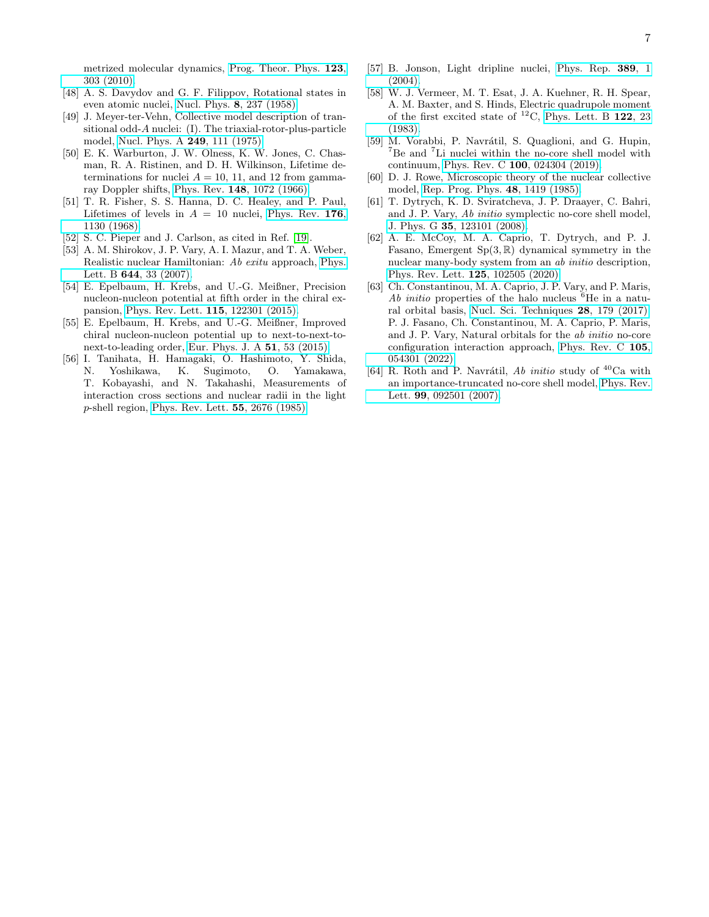metrized molecular dynamics, Prog. Theor. Phys. **123**, 303 (2010).

[48] A. S. Davydov and G. F. Filippov, Rotational states in even atomic nuclei, Nucl. Phys. **8**, 237 (1958).

[49] J. Meyer-ter-Vehn, Collective model description of transitional odd-$A$ nuclei: (I). The triaxial-rotor-plus-particle model, Nucl. Phys. A **249**, 111 (1975).

[50] E. K. Warburton, J. W. Olness, K. W. Jones, C. Chasman, R. A. Ristinen, and D. H. Wilkinson, Lifetime determinations for nuclei $A = 10$, 11, and 12 from gamma-ray Doppler shifts, Phys. Rev. **148**, 1072 (1966).

[51] T. R. Fisher, S. S. Hanna, D. C. Healey, and P. Paul, Lifetimes of levels in $A = 10$ nuclei, Phys. Rev. **176**, 1130 (1968).

[52] S. C. Pieper and J. Carlson, as cited in Ref. [19].

[53] A. M. Shirokov, J. P. Vary, A. I. Mazur, and T. A. Weber, Realistic nuclear Hamiltonian: *Ab exitu* approach, Phys. Lett. B **644**, 33 (2007).

[54] E. Epelbaum, H. Krebs, and U.-G. Meißner, Precision nucleon-nucleon potential at fifth order in the chiral expansion, Phys. Rev. Lett. **115**, 122301 (2015).

[55] E. Epelbaum, H. Krebs, and U.-G. Meißner, Improved chiral nucleon-nucleon potential up to next-to-next-to-next-to-leading order, Eur. Phys. J. A **51**, 53 (2015).

[56] I. Tanihata, H. Hamagaki, O. Hashimoto, Y. Shida, N. Yoshikawa, K. Sugimoto, O. Yamakawa, T. Kobayashi, and N. Takahashi, Measurements of interaction cross sections and nuclear radii in the light $p$-shell region, Phys. Rev. Lett. **55**, 2676 (1985).

[57] B. Jonson, Light dripline nuclei, Phys. Rep. **389**, 1 (2004).

[58] W. J. Vermeer, M. T. Esat, J. A. Kuehner, R. H. Spear, A. M. Baxter, and S. Hinds, Electric quadrupole moment of the first excited state of $^{12}$C, Phys. Lett. B **122**, 23 (1983).

[59] M. Vorabbi, P. Navrátil, S. Quaglioni, and G. Hupin, $^{7}$Be and $^{7}$Li nuclei within the no-core shell model with continuum, Phys. Rev. C **100**, 024304 (2019).

[60] D. J. Rowe, Microscopic theory of the nuclear collective model, Rep. Prog. Phys. **48**, 1419 (1985).

[61] T. Dytrych, K. D. Sviratcheva, J. P. Draayer, C. Bahri, and J. P. Vary, *Ab initio* symplectic no-core shell model, J. Phys. G **35**, 123101 (2008).

[62] A. E. McCoy, M. A. Caprio, T. Dytrych, and P. J. Fasano, Emergent Sp(3, $\mathbb{R}$) dynamical symmetry in the nuclear many-body system from an *ab initio* description, Phys. Rev. Lett. **125**, 102505 (2020).

[63] Ch. Constantinou, M. A. Caprio, J. P. Vary, and P. Maris, *Ab initio* properties of the halo nucleus $^{6}$He in a natural orbital basis, Nucl. Sci. Techniques **28**, 179 (2017); P. J. Fasano, Ch. Constantinou, M. A. Caprio, P. Maris, and J. P. Vary, Natural orbitals for the *ab initio* no-core configuration interaction approach, Phys. Rev. C **105**, 054301 (2022).

[64] R. Roth and P. Navrátil, *Ab initio* study of $^{40}$Ca with an importance-truncated no-core shell model, Phys. Rev. Lett. **99**, 092501 (2007).